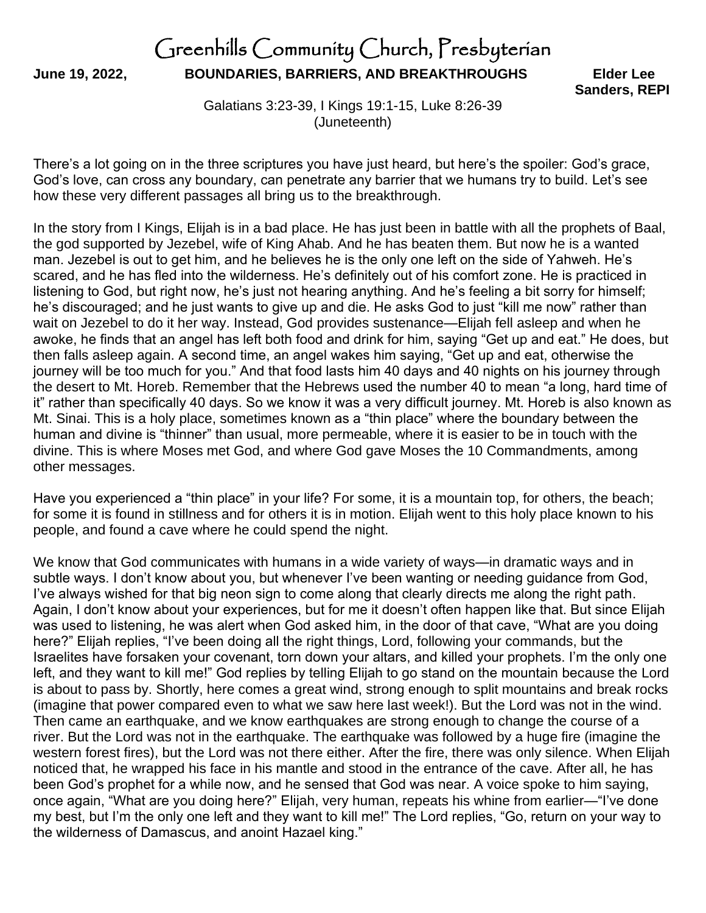# Greenhills Community Church, Presbyterian

**June 19, 2022, BOUNDARIES, BARRIERS, AND BREAKTHROUGHS Elder Lee Sanders, REPI**

Galatians 3:23-39, I Kings 19:1-15, Luke 8:26-39
(Juneteenth)

There's a lot going on in the three scriptures you have just heard, but here's the spoiler: God's grace, God's love, can cross any boundary, can penetrate any barrier that we humans try to build. Let's see how these very different passages all bring us to the breakthrough.

In the story from I Kings, Elijah is in a bad place. He has just been in battle with all the prophets of Baal, the god supported by Jezebel, wife of King Ahab. And he has beaten them. But now he is a wanted man. Jezebel is out to get him, and he believes he is the only one left on the side of Yahweh. He's scared, and he has fled into the wilderness. He's definitely out of his comfort zone. He is practiced in listening to God, but right now, he's just not hearing anything. And he's feeling a bit sorry for himself; he's discouraged; and he just wants to give up and die. He asks God to just "kill me now" rather than wait on Jezebel to do it her way. Instead, God provides sustenance—Elijah fell asleep and when he awoke, he finds that an angel has left both food and drink for him, saying "Get up and eat." He does, but then falls asleep again. A second time, an angel wakes him saying, "Get up and eat, otherwise the journey will be too much for you." And that food lasts him 40 days and 40 nights on his journey through the desert to Mt. Horeb. Remember that the Hebrews used the number 40 to mean "a long, hard time of it" rather than specifically 40 days. So we know it was a very difficult journey. Mt. Horeb is also known as Mt. Sinai. This is a holy place, sometimes known as a "thin place" where the boundary between the human and divine is "thinner" than usual, more permeable, where it is easier to be in touch with the divine. This is where Moses met God, and where God gave Moses the 10 Commandments, among other messages.

Have you experienced a "thin place" in your life? For some, it is a mountain top, for others, the beach; for some it is found in stillness and for others it is in motion. Elijah went to this holy place known to his people, and found a cave where he could spend the night.

We know that God communicates with humans in a wide variety of ways—in dramatic ways and in subtle ways. I don't know about you, but whenever I've been wanting or needing guidance from God, I've always wished for that big neon sign to come along that clearly directs me along the right path. Again, I don't know about your experiences, but for me it doesn't often happen like that. But since Elijah was used to listening, he was alert when God asked him, in the door of that cave, "What are you doing here?" Elijah replies, "I've been doing all the right things, Lord, following your commands, but the Israelites have forsaken your covenant, torn down your altars, and killed your prophets. I'm the only one left, and they want to kill me!" God replies by telling Elijah to go stand on the mountain because the Lord is about to pass by. Shortly, here comes a great wind, strong enough to split mountains and break rocks (imagine that power compared even to what we saw here last week!). But the Lord was not in the wind. Then came an earthquake, and we know earthquakes are strong enough to change the course of a river. But the Lord was not in the earthquake. The earthquake was followed by a huge fire (imagine the western forest fires), but the Lord was not there either. After the fire, there was only silence. When Elijah noticed that, he wrapped his face in his mantle and stood in the entrance of the cave. After all, he has been God's prophet for a while now, and he sensed that God was near. A voice spoke to him saying, once again, "What are you doing here?" Elijah, very human, repeats his whine from earlier—"I've done my best, but I'm the only one left and they want to kill me!" The Lord replies, "Go, return on your way to the wilderness of Damascus, and anoint Hazael king."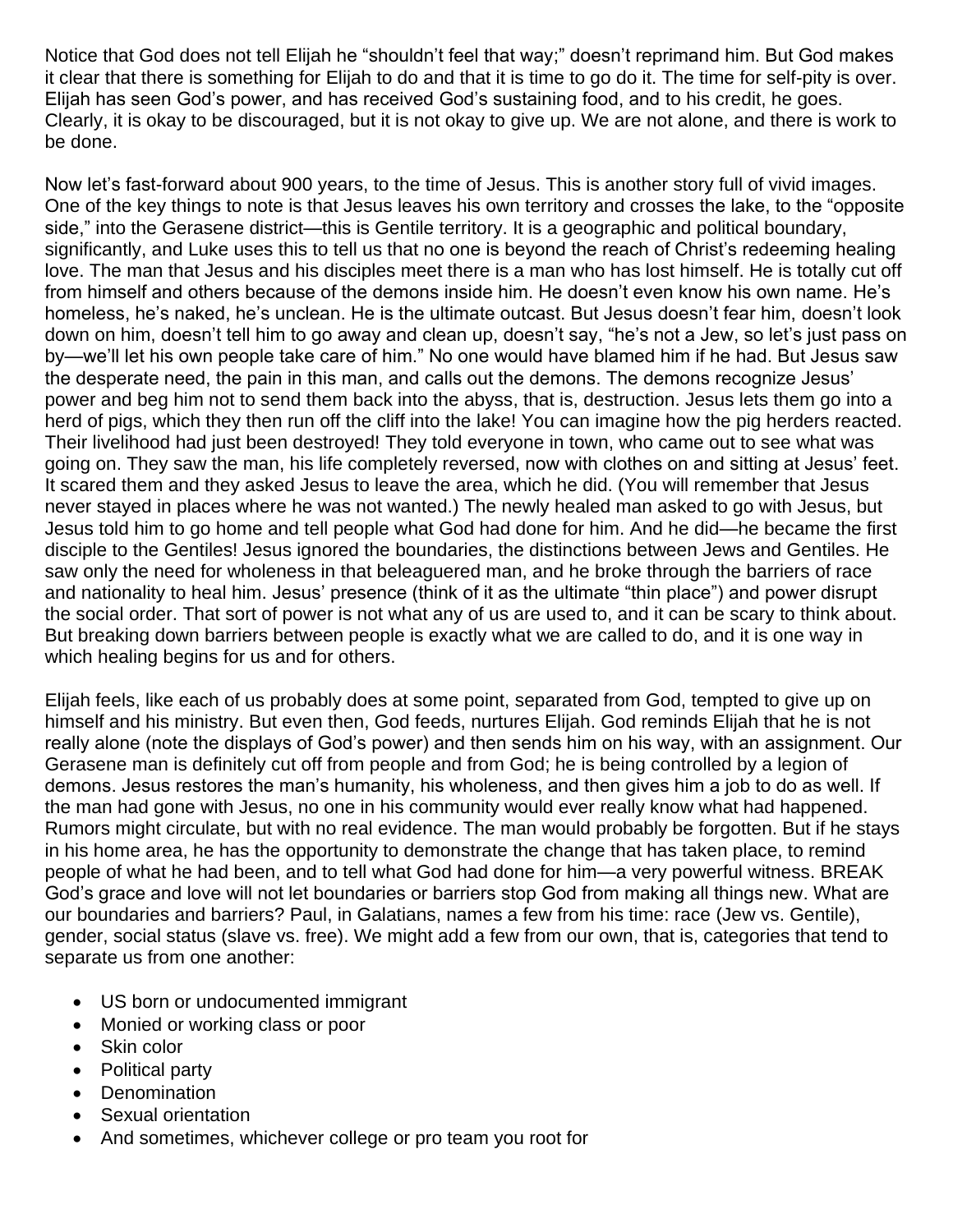Notice that God does not tell Elijah he "shouldn't feel that way;" doesn't reprimand him. But God makes it clear that there is something for Elijah to do and that it is time to go do it. The time for self-pity is over. Elijah has seen God's power, and has received God's sustaining food, and to his credit, he goes. Clearly, it is okay to be discouraged, but it is not okay to give up. We are not alone, and there is work to be done.

Now let's fast-forward about 900 years, to the time of Jesus. This is another story full of vivid images. One of the key things to note is that Jesus leaves his own territory and crosses the lake, to the "opposite side," into the Gerasene district—this is Gentile territory. It is a geographic and political boundary, significantly, and Luke uses this to tell us that no one is beyond the reach of Christ's redeeming healing love. The man that Jesus and his disciples meet there is a man who has lost himself. He is totally cut off from himself and others because of the demons inside him. He doesn't even know his own name. He's homeless, he's naked, he's unclean. He is the ultimate outcast. But Jesus doesn't fear him, doesn't look down on him, doesn't tell him to go away and clean up, doesn't say, "he's not a Jew, so let's just pass on by—we'll let his own people take care of him." No one would have blamed him if he had. But Jesus saw the desperate need, the pain in this man, and calls out the demons. The demons recognize Jesus' power and beg him not to send them back into the abyss, that is, destruction. Jesus lets them go into a herd of pigs, which they then run off the cliff into the lake! You can imagine how the pig herders reacted. Their livelihood had just been destroyed! They told everyone in town, who came out to see what was going on. They saw the man, his life completely reversed, now with clothes on and sitting at Jesus' feet. It scared them and they asked Jesus to leave the area, which he did. (You will remember that Jesus never stayed in places where he was not wanted.) The newly healed man asked to go with Jesus, but Jesus told him to go home and tell people what God had done for him. And he did—he became the first disciple to the Gentiles! Jesus ignored the boundaries, the distinctions between Jews and Gentiles. He saw only the need for wholeness in that beleaguered man, and he broke through the barriers of race and nationality to heal him. Jesus' presence (think of it as the ultimate "thin place") and power disrupt the social order. That sort of power is not what any of us are used to, and it can be scary to think about. But breaking down barriers between people is exactly what we are called to do, and it is one way in which healing begins for us and for others.

Elijah feels, like each of us probably does at some point, separated from God, tempted to give up on himself and his ministry. But even then, God feeds, nurtures Elijah. God reminds Elijah that he is not really alone (note the displays of God's power) and then sends him on his way, with an assignment. Our Gerasene man is definitely cut off from people and from God; he is being controlled by a legion of demons. Jesus restores the man's humanity, his wholeness, and then gives him a job to do as well. If the man had gone with Jesus, no one in his community would ever really know what had happened. Rumors might circulate, but with no real evidence. The man would probably be forgotten. But if he stays in his home area, he has the opportunity to demonstrate the change that has taken place, to remind people of what he had been, and to tell what God had done for him—a very powerful witness. BREAK God's grace and love will not let boundaries or barriers stop God from making all things new. What are our boundaries and barriers? Paul, in Galatians, names a few from his time: race (Jew vs. Gentile), gender, social status (slave vs. free). We might add a few from our own, that is, categories that tend to separate us from one another:

- US born or undocumented immigrant
- Monied or working class or poor
- Skin color
- Political party
- Denomination
- Sexual orientation
- And sometimes, whichever college or pro team you root for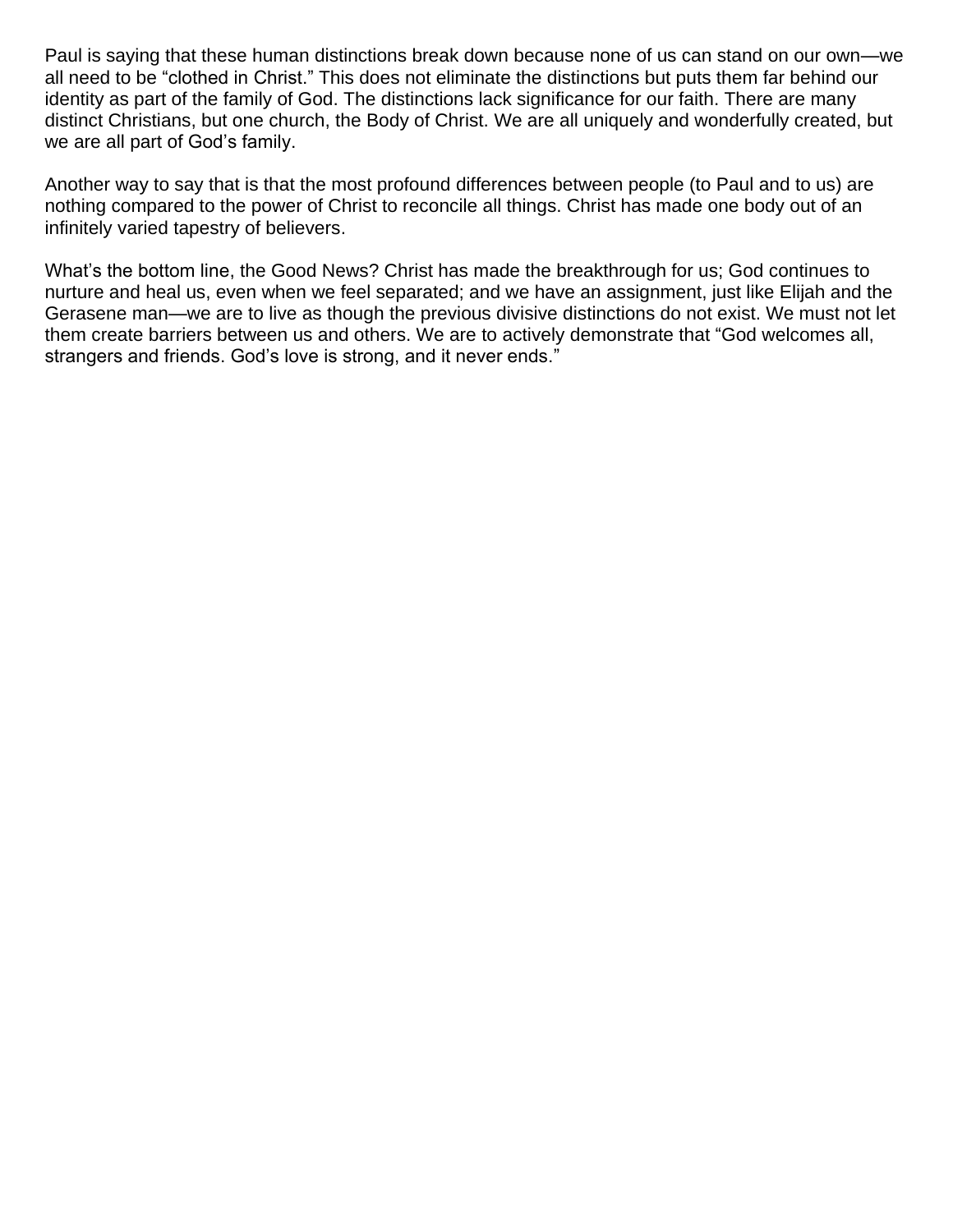Paul is saying that these human distinctions break down because none of us can stand on our own—we all need to be "clothed in Christ." This does not eliminate the distinctions but puts them far behind our identity as part of the family of God. The distinctions lack significance for our faith. There are many distinct Christians, but one church, the Body of Christ. We are all uniquely and wonderfully created, but we are all part of God's family.

Another way to say that is that the most profound differences between people (to Paul and to us) are nothing compared to the power of Christ to reconcile all things. Christ has made one body out of an infinitely varied tapestry of believers.

What's the bottom line, the Good News? Christ has made the breakthrough for us; God continues to nurture and heal us, even when we feel separated; and we have an assignment, just like Elijah and the Gerasene man—we are to live as though the previous divisive distinctions do not exist. We must not let them create barriers between us and others. We are to actively demonstrate that "God welcomes all, strangers and friends. God's love is strong, and it never ends."